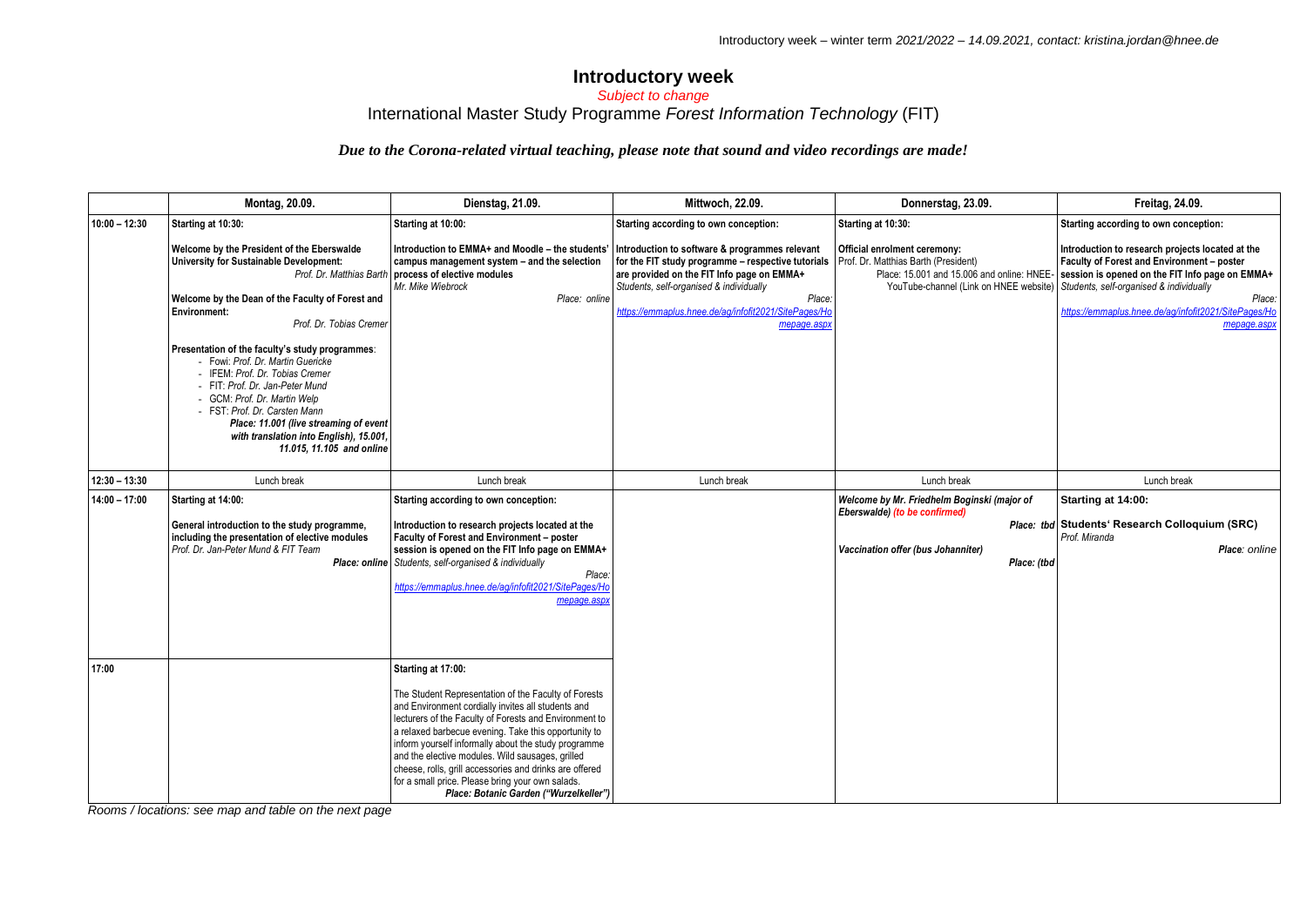Introductory week – winter term *2021/2022 – 14.09.2021, contact: kristina.jordan@hnee.de*

# Introductory week

*Subject to change*

International Master Study Programme *Forest Information Technology* (FIT)

***Due to the Corona-related virtual teaching, please note that sound and video recordings are made!***

| | Montag, 20.09. | Dienstag, 21.09. | Mittwoch, 22.09. | Donnerstag, 23.09. | Freitag, 24.09. |
|---|---|---|---|---|---|
| 10:00 – 12:30 | **Starting at 10:30:** **Welcome by the President of the Eberswalde University for Sustainable Development:** *Prof. Dr. Matthias Barth* **Welcome by the Dean of the Faculty of Forest and Environment:** *Prof. Dr. Tobias Cremer* **Presentation of the faculty's study programmes:** - Fowi: *Prof. Dr. Martin Guericke* - IFEM: *Prof. Dr. Tobias Cremer* - FIT: *Prof. Dr. Jan-Peter Mund* - GCM: *Prof. Dr. Martin Welp* - FST: *Prof. Dr. Carsten Mann* ***Place: 11.001 (live streaming of event with translation into English), 15.001, 11.015, 11.105 and online*** | **Starting at 10:00:** **Introduction to EMMA+ and Moodle – the students' campus management system – and the selection process of elective modules** *Mr. Mike Wiebrock* *Place: online* | **Starting according to own conception:** **Introduction to software & programmes relevant for the FIT study programme – respective tutorials are provided on the FIT Info page on EMMA+** *Students, self-organised & individually* *Place: https://emmaplus.hnee.de/ag/infofit2021/SitePages/Homepage.aspx* | **Starting at 10:30:** **Official enrolment ceremony:** Prof. Dr. Matthias Barth (President) Place: 15.001 and 15.006 and online: HNEE-YouTube-channel (Link on HNEE website) | **Starting according to own conception:** **Introduction to research projects located at the Faculty of Forest and Environment – poster session is opened on the FIT Info page on EMMA+** *Students, self-organised & individually* *Place: https://emmaplus.hnee.de/ag/infofit2021/SitePages/Homepage.aspx* |
| 12:30 – 13:30 | Lunch break | Lunch break | Lunch break | Lunch break | Lunch break |
| 14:00 – 17:00 | **Starting at 14:00:** **General introduction to the study programme, including the presentation of elective modules** *Prof. Dr. Jan-Peter Mund & FIT Team* ***Place: online*** | **Starting according to own conception:** **Introduction to research projects located at the Faculty of Forest and Environment – poster session is opened on the FIT Info page on EMMA+** *Students, self-organised & individually* *Place: https://emmaplus.hnee.de/ag/infofit2021/SitePages/Homepage.aspx* | | ***Welcome by Mr. Friedhelm Boginski (major of Eberswalde) (to be confirmed)*** ***Place: tbd*** ***Vaccination offer (bus Johanniter)*** ***Place: (tbd*** | **Starting at 14:00:** **Students' Research Colloquium (SRC)** *Prof. Miranda* ***Place**: online* |
| 17:00 | | **Starting at 17:00:** The Student Representation of the Faculty of Forests and Environment cordially invites all students and lecturers of the Faculty of Forests and Environment to a relaxed barbecue evening. Take this opportunity to inform yourself informally about the study programme and the elective modules. Wild sausages, grilled cheese, rolls, grill accessories and drinks are offered for a small price. Please bring your own salads. ***Place: Botanic Garden ("Wurzelkeller")*** | | | |

*Rooms / locations: see map and table on the next page*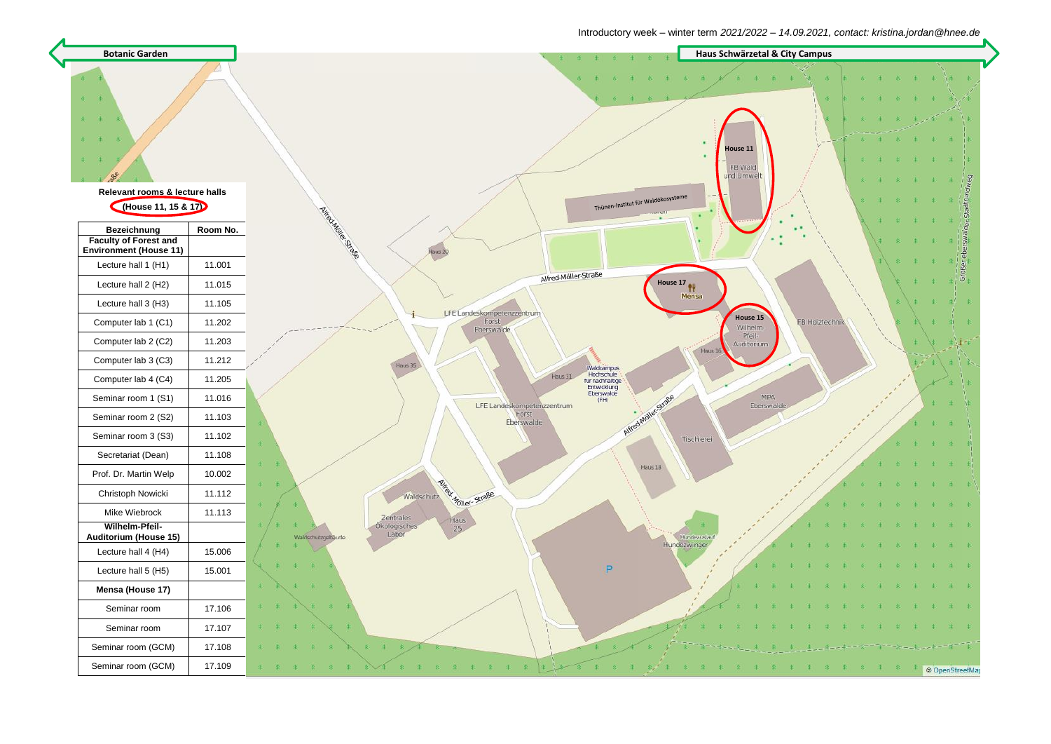Introductory week – winter term *2021/2022 – 14.09.2021, contact: kristina.jordan@hnee.de*

Botanic Garden

Haus Schwärzetal & City Campus

**Relevant rooms & lecture halls (House 11, 15 & 17)**

| Bezeichnung | Room No. |
|---|---|
| **Faculty of Forest and Environment (House 11)** | |
| Lecture hall 1 (H1) | 11.001 |
| Lecture hall 2 (H2) | 11.015 |
| Lecture hall 3 (H3) | 11.105 |
| Computer lab 1 (C1) | 11.202 |
| Computer lab 2 (C2) | 11.203 |
| Computer lab 3 (C3) | 11.212 |
| Computer lab 4 (C4) | 11.205 |
| Seminar room 1 (S1) | 11.016 |
| Seminar room 2 (S2) | 11.103 |
| Seminar room 3 (S3) | 11.102 |
| Secretariat (Dean) | 11.108 |
| Prof. Dr. Martin Welp | 10.002 |
| Christoph Nowicki | 11.112 |
| Mike Wiebrock | 11.113 |
| **Wilhelm-Pfeil-Auditorium (House 15)** | |
| Lecture hall 4 (H4) | 15.006 |
| Lecture hall 5 (H5) | 15.001 |
| **Mensa (House 17)** | |
| Seminar room | 17.106 |
| Seminar room | 17.107 |
| Seminar room (GCM) | 17.108 |
| Seminar room (GCM) | 17.109 |

House 11
FB Wald und Umwelt
Thünen-Institut für Waldökosysteme
House 17
Mensa
House 15
Wilhelm-Pfeil-Auditorium
FB Holztechnik
Haus 16
Haus 20
Alfred-Möller-Straße
LFE Landeskompetenzzentrum Forst Eberswalde
Haus 35
Haus 31
Waldcampus Hochschule für nachhaltige Entwicklung Eberswalde (FH)
MPA Eberswalde
Tischlerei
Haus 18
Waldschutz
Zentrales Ökologisches Labor
Haus 25
Waldschutzgebäude
Hundeauslauf
Hundezwinger
P
Großer Eberswalder Stadtrundweg
© OpenStreetMap